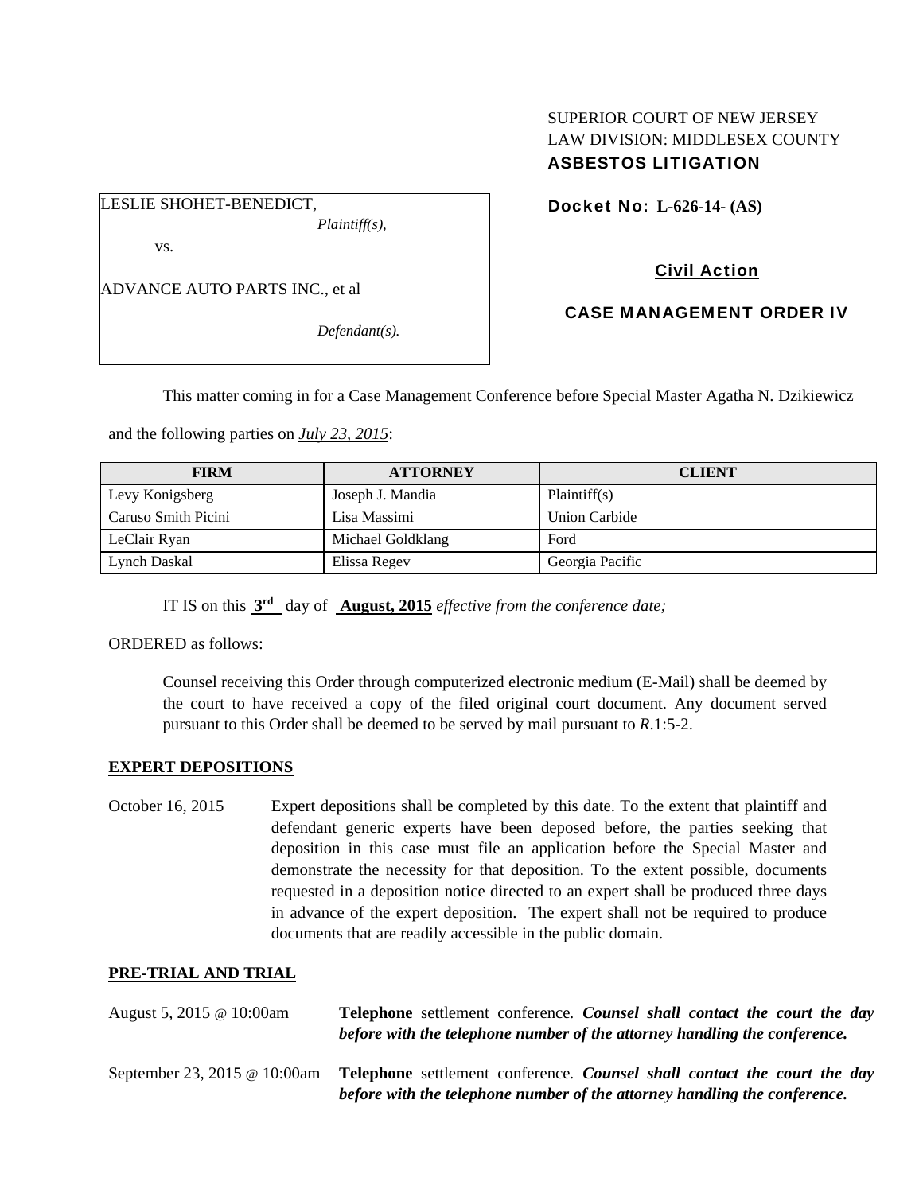SUPERIOR COURT OF NEW JERSEY
LAW DIVISION: MIDDLESEX COUNTY
**ASBESTOS LITIGATION**

LESLIE SHOHET-BENEDICT,
*Plaintiff(s),*

vs.

ADVANCE AUTO PARTS INC., et al

*Defendant(s).*

**Docket No: L-626-14- (AS)**

**Civil Action**

**CASE MANAGEMENT ORDER IV**

This matter coming in for a Case Management Conference before Special Master Agatha N. Dzikiewicz and the following parties on ***July 23, 2015***:

| FIRM | ATTORNEY | CLIENT |
|---|---|---|
| Levy Konigsberg | Joseph J. Mandia | Plaintiff(s) |
| Caruso Smith Picini | Lisa Massimi | Union Carbide |
| LeClair Ryan | Michael Goldklang | Ford |
| Lynch Daskal | Elissa Regev | Georgia Pacific |

IT IS on this **3rd** day of **August, 2015** *effective from the conference date;*

ORDERED as follows:

Counsel receiving this Order through computerized electronic medium (E-Mail) shall be deemed by the court to have received a copy of the filed original court document. Any document served pursuant to this Order shall be deemed to be served by mail pursuant to *R*.1:5-2.

## EXPERT DEPOSITIONS

October 16, 2015 — Expert depositions shall be completed by this date. To the extent that plaintiff and defendant generic experts have been deposed before, the parties seeking that deposition in this case must file an application before the Special Master and demonstrate the necessity for that deposition. To the extent possible, documents requested in a deposition notice directed to an expert shall be produced three days in advance of the expert deposition. The expert shall not be required to produce documents that are readily accessible in the public domain.

## PRE-TRIAL AND TRIAL

August 5, 2015 @ 10:00am — **Telephone** settlement conference. ***Counsel shall contact the court the day before with the telephone number of the attorney handling the conference.***

September 23, 2015 @ 10:00am — **Telephone** settlement conference. ***Counsel shall contact the court the day before with the telephone number of the attorney handling the conference.***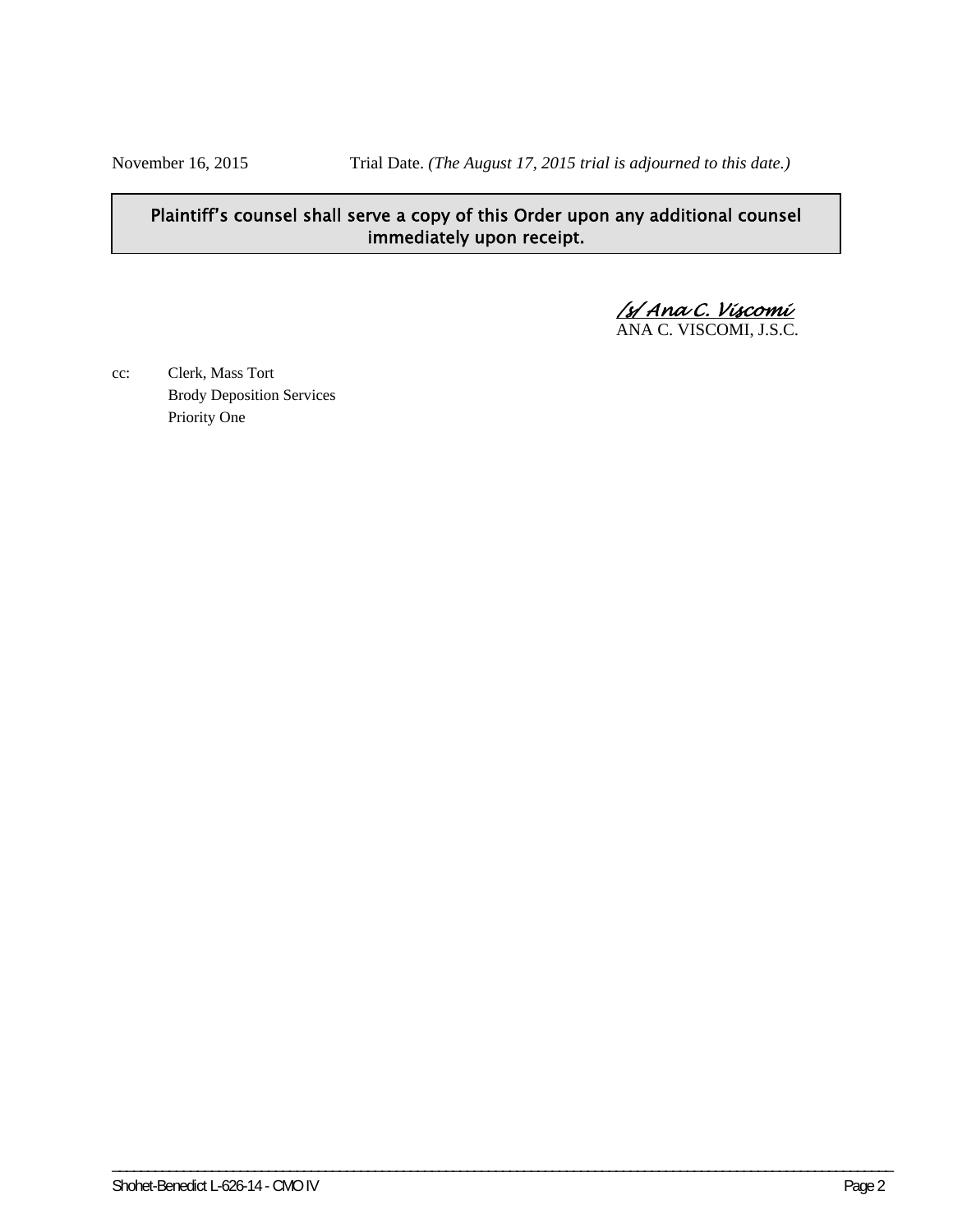November 16, 2015 Trial Date. *(The August 17, 2015 trial is adjourned to this date.)*

**Plaintiff's counsel shall serve a copy of this Order upon any additional counsel immediately upon receipt.**

*/s/ Ana C. Viscomi*
ANA C. VISCOMI, J.S.C.

cc: Clerk, Mass Tort
Brody Deposition Services
Priority One